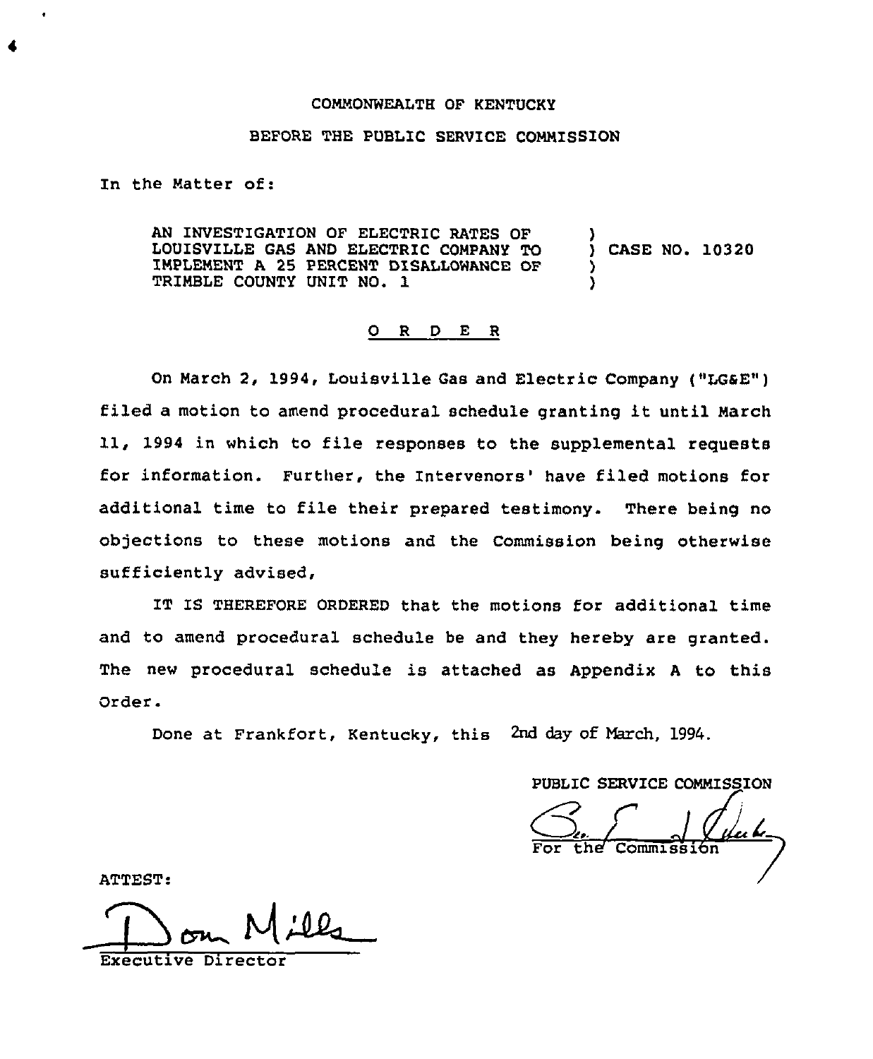COMMONWEALTH OF KENTUCKY

BEFORE THE PUBLIC SERVICE COMMISSION

In the Matter of:

AN INVESTIGATION OF ELECTRIC RATES OF LOUISVILLE GAS AND ELECTRIC COMPANY TO IMPLEMENT A 25 PERCENT DISALLOWANCE OF TRIMBLE COUNTY UNIT NO. 1 ) CASE NO. 10320

O R D E R

On March 2, 1994, Louisville Gas and Electric Company ("LG&E") filed a motion to amend procedural schedule granting it until March 11, 1994 in which to file responses to the supplemental requests for information. Further, the Intervenors' have filed motions for additional time to file their prepared testimony. There being no objections to these motions and the Commission being otherwise sufficiently advised,

IT IS THEREFORE ORDERED that the motions for additional time and to amend procedural schedule be and they hereby are granted. The new procedural schedule is attached as Appendix A to this Order.

Done at Frankfort, Kentucky, this 2nd day of March, 1994.

PUBLIC SERVICE COMMISSION

For the Commission

ATTEST:

Executive Director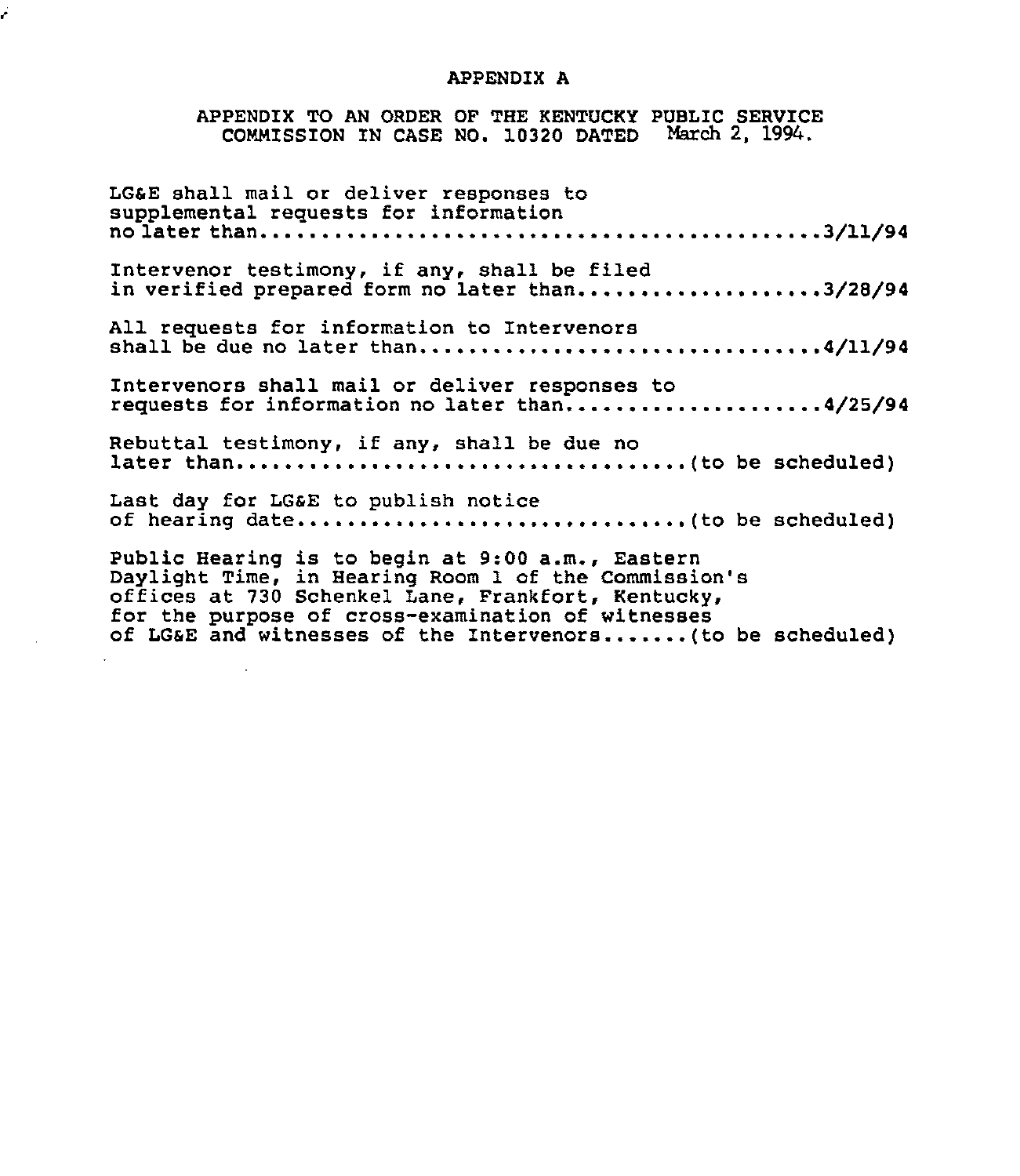# APPENDIX A

APPENDIX TO AN ORDER OF THE KENTUCKY PUBLIC SERVICE COMMISSION IN CASE NO. 10320 DATED March 2, 1994.

LG&E shall mail or deliver responses to supplemental requests for information no later than........................................3/11/94

Intervenor testimony, if any, shall be filed in verified prepared form no later than...................3/28/94

All requests for information to Intervenors shall be due no later than................................4/11/94

Intervenors shall mail or deliver responses to requests for information no later than....................4/25/94

Rebuttal testimony, if any, shall be due no later than...................................(to be scheduled)

Last day for LG&E to publish notice of hearing date..............................(to be scheduled)

Public Hearing is to begin at 9:00 a.m., Eastern Daylight Time, in Hearing Room 1 of the Commission's offices at 730 Schenkel Lane, Frankfort, Kentucky, for the purpose of cross-examination of witnesses of LG&E and witnesses of the Intervenors.......(to be scheduled)